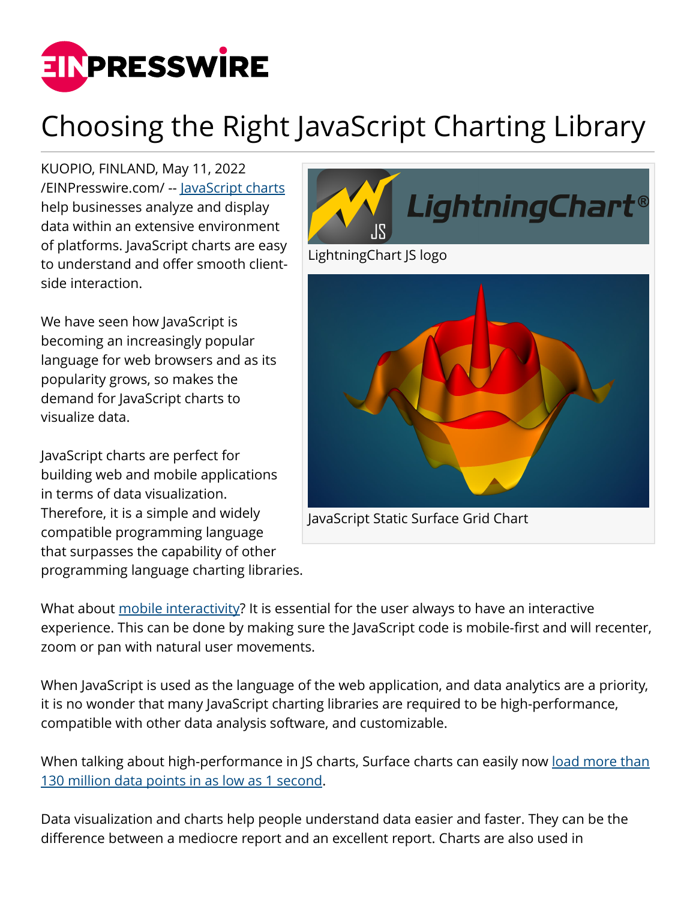# Choosing the Right JavaScript Charting Library

KUOPIO, FINLAND, May 11, 2022 /EINPresswire.com/ -- JavaScript charts help businesses analyze and display data within an extensive environment of platforms. JavaScript charts are easy to understand and offer smooth client-side interaction.

We have seen how JavaScript is becoming an increasingly popular language for web browsers and as its popularity grows, so makes the demand for JavaScript charts to visualize data.

JavaScript charts are perfect for building web and mobile applications in terms of data visualization. Therefore, it is a simple and widely compatible programming language that surpasses the capability of other programming language charting libraries.

LightningChart JS logo

JavaScript Static Surface Grid Chart

What about mobile interactivity? It is essential for the user always to have an interactive experience. This can be done by making sure the JavaScript code is mobile-first and will recenter, zoom or pan with natural user movements.

When JavaScript is used as the language of the web application, and data analytics are a priority, it is no wonder that many JavaScript charting libraries are required to be high-performance, compatible with other data analysis software, and customizable.

When talking about high-performance in JS charts, Surface charts can easily now load more than 130 million data points in as low as 1 second.

Data visualization and charts help people understand data easier and faster. They can be the difference between a mediocre report and an excellent report. Charts are also used in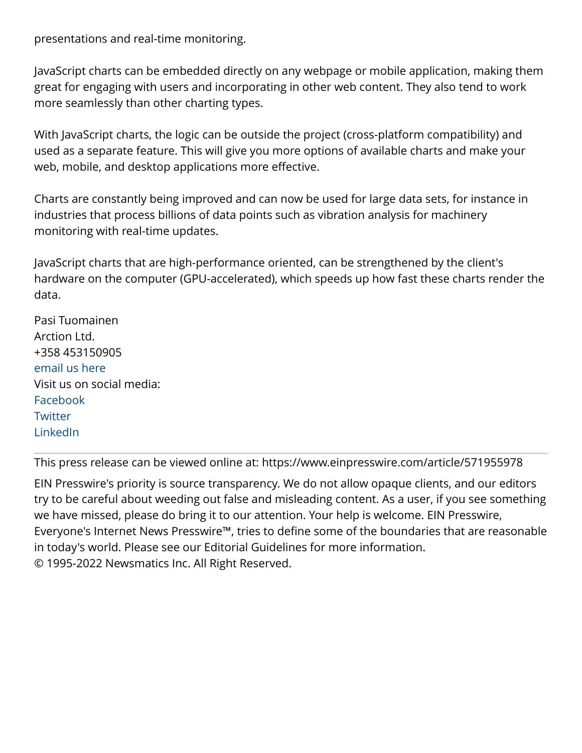presentations and real-time monitoring.

JavaScript charts can be embedded directly on any webpage or mobile application, making them great for engaging with users and incorporating in other web content. They also tend to work more seamlessly than other charting types.

With JavaScript charts, the logic can be outside the project (cross-platform compatibility) and used as a separate feature. This will give you more options of available charts and make your web, mobile, and desktop applications more effective.

Charts are constantly being improved and can now be used for large data sets, for instance in industries that process billions of data points such as vibration analysis for machinery monitoring with real-time updates.

JavaScript charts that are high-performance oriented, can be strengthened by the client's hardware on the computer (GPU-accelerated), which speeds up how fast these charts render the data.

Pasi Tuomainen
Arction Ltd.
+358 453150905
email us here
Visit us on social media:
Facebook
Twitter
LinkedIn

---

This press release can be viewed online at: https://www.einpresswire.com/article/571955978

EIN Presswire's priority is source transparency. We do not allow opaque clients, and our editors try to be careful about weeding out false and misleading content. As a user, if you see something we have missed, please do bring it to our attention. Your help is welcome. EIN Presswire, Everyone's Internet News Presswire™, tries to define some of the boundaries that are reasonable in today's world. Please see our Editorial Guidelines for more information.
© 1995-2022 Newsmatics Inc. All Right Reserved.